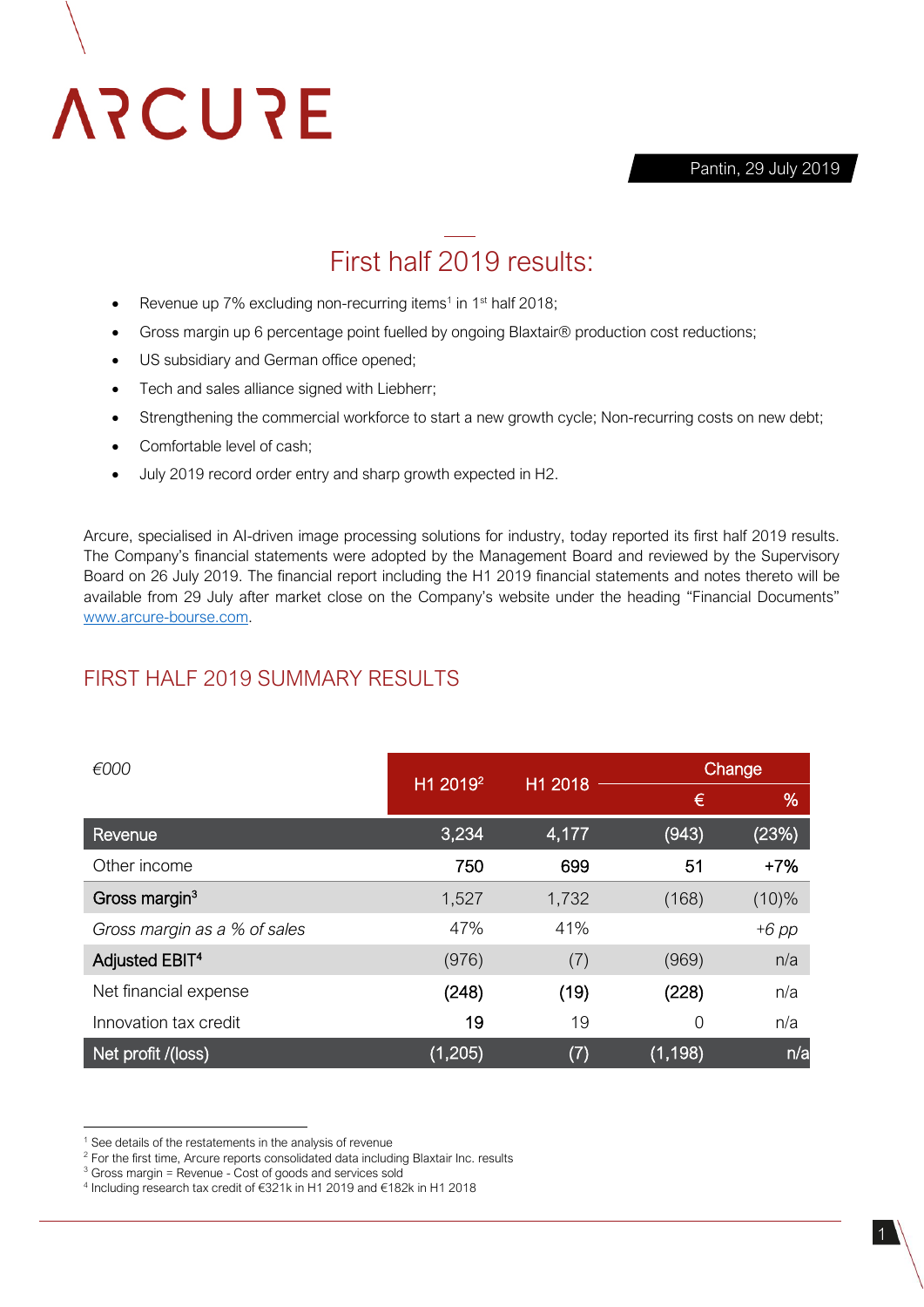# ARCURE

Pantin, 29 July 2019

## First half 2019 results:

- Revenue up 7% excluding non-recurring items[1] in 1st half 2018;
- Gross margin up 6 percentage point fuelled by ongoing Blaxtair® production cost reductions;
- US subsidiary and German office opened;
- Tech and sales alliance signed with Liebherr;
- Strengthening the commercial workforce to start a new growth cycle; Non-recurring costs on new debt;
- Comfortable level of cash;
- July 2019 record order entry and sharp growth expected in H2.

Arcure, specialised in AI-driven image processing solutions for industry, today reported its first half 2019 results. The Company's financial statements were adopted by the Management Board and reviewed by the Supervisory Board on 26 July 2019. The financial report including the H1 2019 financial statements and notes thereto will be available from 29 July after market close on the Company's website under the heading "Financial Documents" www.arcure-bourse.com.

## FIRST HALF 2019 SUMMARY RESULTS

| *€000* | H1 2019[2] | H1 2018 | Change | |
|---|---|---|---|---|
| | | | € | % |
| **Revenue** | 3,234 | 4,177 | (943) | (23%) |
| Other income | 750 | 699 | 51 | +7% |
| **Gross margin[3]** | 1,527 | 1,732 | (168) | (10)% |
| *Gross margin as a % of sales* | 47% | 41% | | *+6 pp* |
| **Adjusted EBIT[4]** | (976) | (7) | (969) | n/a |
| Net financial expense | (248) | (19) | (228) | n/a |
| Innovation tax credit | 19 | 19 | 0 | n/a |
| **Net profit /(loss)** | (1,205) | (7) | (1,198) | n/a |

[1] See details of the restatements in the analysis of revenue
[2] For the first time, Arcure reports consolidated data including Blaxtair Inc. results
[3] Gross margin = Revenue - Cost of goods and services sold
[4] Including research tax credit of €321k in H1 2019 and €182k in H1 2018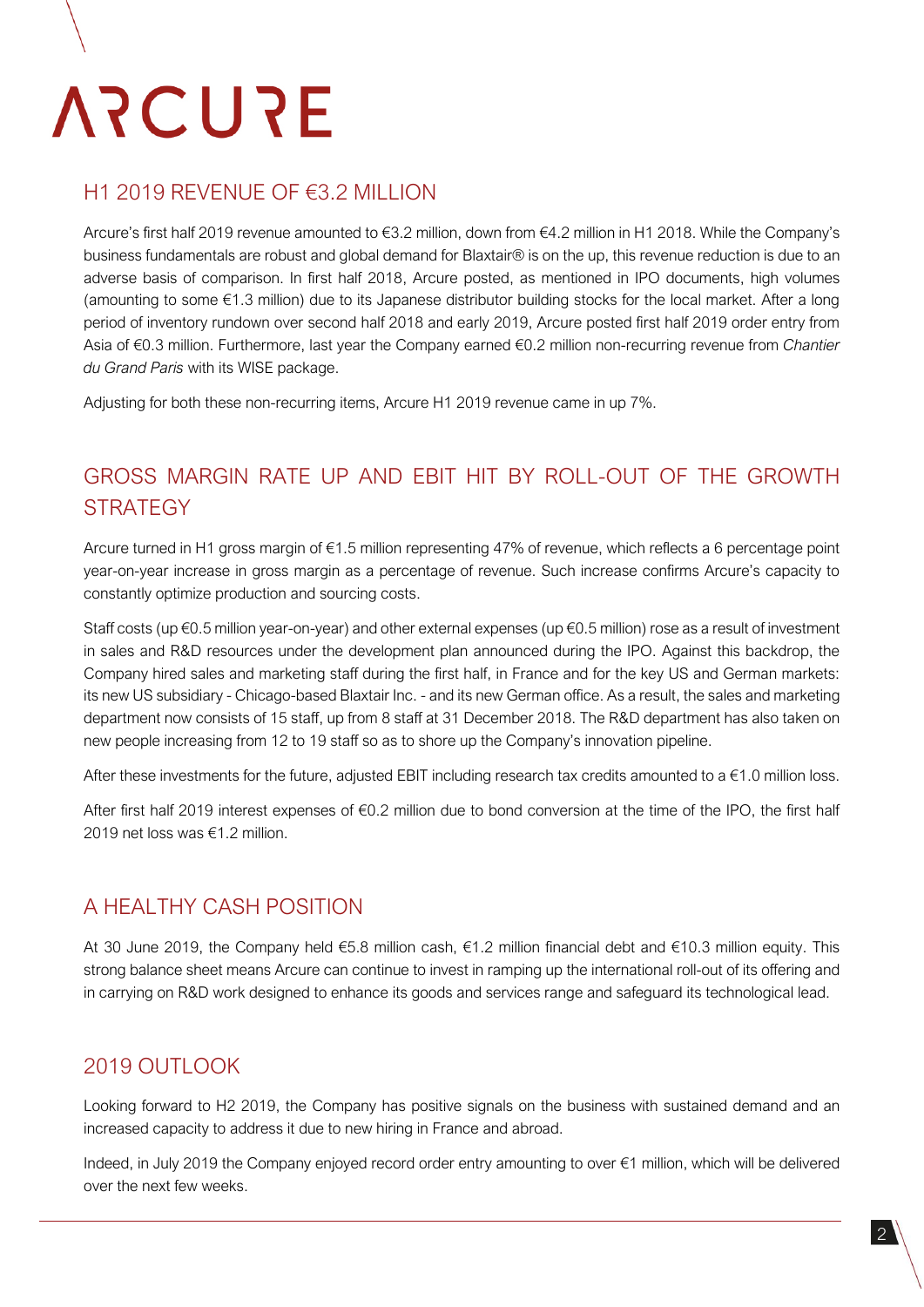# ARCURE

## H1 2019 REVENUE OF €3.2 MILLION

Arcure's first half 2019 revenue amounted to €3.2 million, down from €4.2 million in H1 2018. While the Company's business fundamentals are robust and global demand for Blaxtair® is on the up, this revenue reduction is due to an adverse basis of comparison. In first half 2018, Arcure posted, as mentioned in IPO documents, high volumes (amounting to some €1.3 million) due to its Japanese distributor building stocks for the local market. After a long period of inventory rundown over second half 2018 and early 2019, Arcure posted first half 2019 order entry from Asia of €0.3 million. Furthermore, last year the Company earned €0.2 million non-recurring revenue from *Chantier du Grand Paris* with its WISE package.

Adjusting for both these non-recurring items, Arcure H1 2019 revenue came in up 7%.

## GROSS MARGIN RATE UP AND EBIT HIT BY ROLL-OUT OF THE GROWTH STRATEGY

Arcure turned in H1 gross margin of €1.5 million representing 47% of revenue, which reflects a 6 percentage point year-on-year increase in gross margin as a percentage of revenue. Such increase confirms Arcure's capacity to constantly optimize production and sourcing costs.

Staff costs (up €0.5 million year-on-year) and other external expenses (up €0.5 million) rose as a result of investment in sales and R&D resources under the development plan announced during the IPO. Against this backdrop, the Company hired sales and marketing staff during the first half, in France and for the key US and German markets: its new US subsidiary - Chicago-based Blaxtair Inc. - and its new German office. As a result, the sales and marketing department now consists of 15 staff, up from 8 staff at 31 December 2018. The R&D department has also taken on new people increasing from 12 to 19 staff so as to shore up the Company's innovation pipeline.

After these investments for the future, adjusted EBIT including research tax credits amounted to a €1.0 million loss.

After first half 2019 interest expenses of €0.2 million due to bond conversion at the time of the IPO, the first half 2019 net loss was €1.2 million.

## A HEALTHY CASH POSITION

At 30 June 2019, the Company held €5.8 million cash, €1.2 million financial debt and €10.3 million equity. This strong balance sheet means Arcure can continue to invest in ramping up the international roll-out of its offering and in carrying on R&D work designed to enhance its goods and services range and safeguard its technological lead.

## 2019 OUTLOOK

Looking forward to H2 2019, the Company has positive signals on the business with sustained demand and an increased capacity to address it due to new hiring in France and abroad.

Indeed, in July 2019 the Company enjoyed record order entry amounting to over €1 million, which will be delivered over the next few weeks.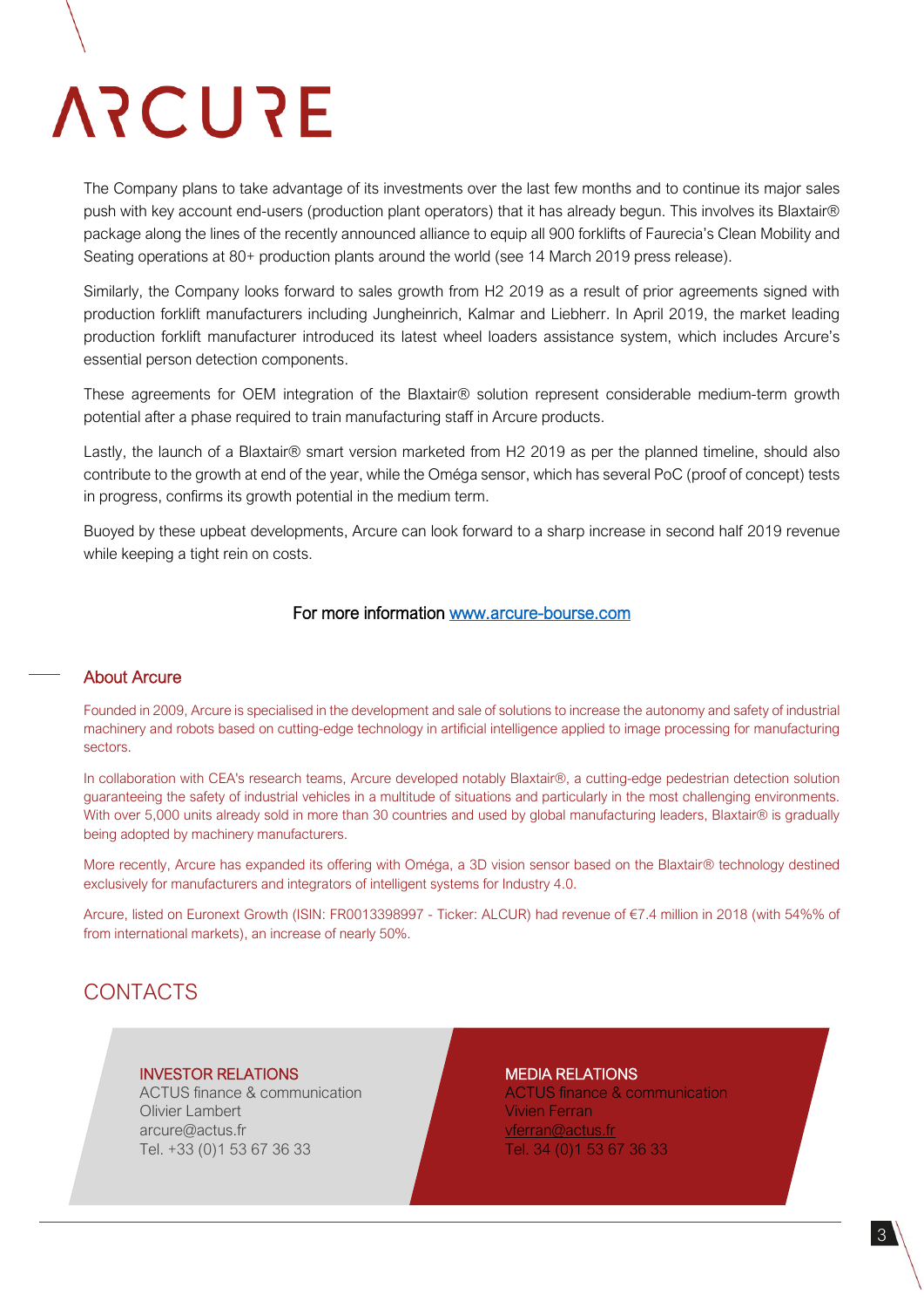# ARCURE

The Company plans to take advantage of its investments over the last few months and to continue its major sales push with key account end-users (production plant operators) that it has already begun. This involves its Blaxtair® package along the lines of the recently announced alliance to equip all 900 forklifts of Faurecia's Clean Mobility and Seating operations at 80+ production plants around the world (see 14 March 2019 press release).

Similarly, the Company looks forward to sales growth from H2 2019 as a result of prior agreements signed with production forklift manufacturers including Jungheinrich, Kalmar and Liebherr. In April 2019, the market leading production forklift manufacturer introduced its latest wheel loaders assistance system, which includes Arcure's essential person detection components.

These agreements for OEM integration of the Blaxtair® solution represent considerable medium-term growth potential after a phase required to train manufacturing staff in Arcure products.

Lastly, the launch of a Blaxtair® smart version marketed from H2 2019 as per the planned timeline, should also contribute to the growth at end of the year, while the Oméga sensor, which has several PoC (proof of concept) tests in progress, confirms its growth potential in the medium term.

Buoyed by these upbeat developments, Arcure can look forward to a sharp increase in second half 2019 revenue while keeping a tight rein on costs.

For more information [www.arcure-bourse.com](http://www.arcure-bourse.com)

## About Arcure

Founded in 2009, Arcure is specialised in the development and sale of solutions to increase the autonomy and safety of industrial machinery and robots based on cutting-edge technology in artificial intelligence applied to image processing for manufacturing sectors.

In collaboration with CEA's research teams, Arcure developed notably Blaxtair®, a cutting-edge pedestrian detection solution guaranteeing the safety of industrial vehicles in a multitude of situations and particularly in the most challenging environments. With over 5,000 units already sold in more than 30 countries and used by global manufacturing leaders, Blaxtair® is gradually being adopted by machinery manufacturers.

More recently, Arcure has expanded its offering with Oméga, a 3D vision sensor based on the Blaxtair® technology destined exclusively for manufacturers and integrators of intelligent systems for Industry 4.0.

Arcure, listed on Euronext Growth (ISIN: FR0013398997 - Ticker: ALCUR) had revenue of €7.4 million in 2018 (with 54%% of from international markets), an increase of nearly 50%.

## CONTACTS

**INVESTOR RELATIONS**
ACTUS finance & communication
Olivier Lambert
arcure@actus.fr
Tel. +33 (0)1 53 67 36 33

**MEDIA RELATIONS**
ACTUS finance & communication
Vivien Ferran
vferran@actus.fr
Tel. 34 (0)1 53 67 36 33